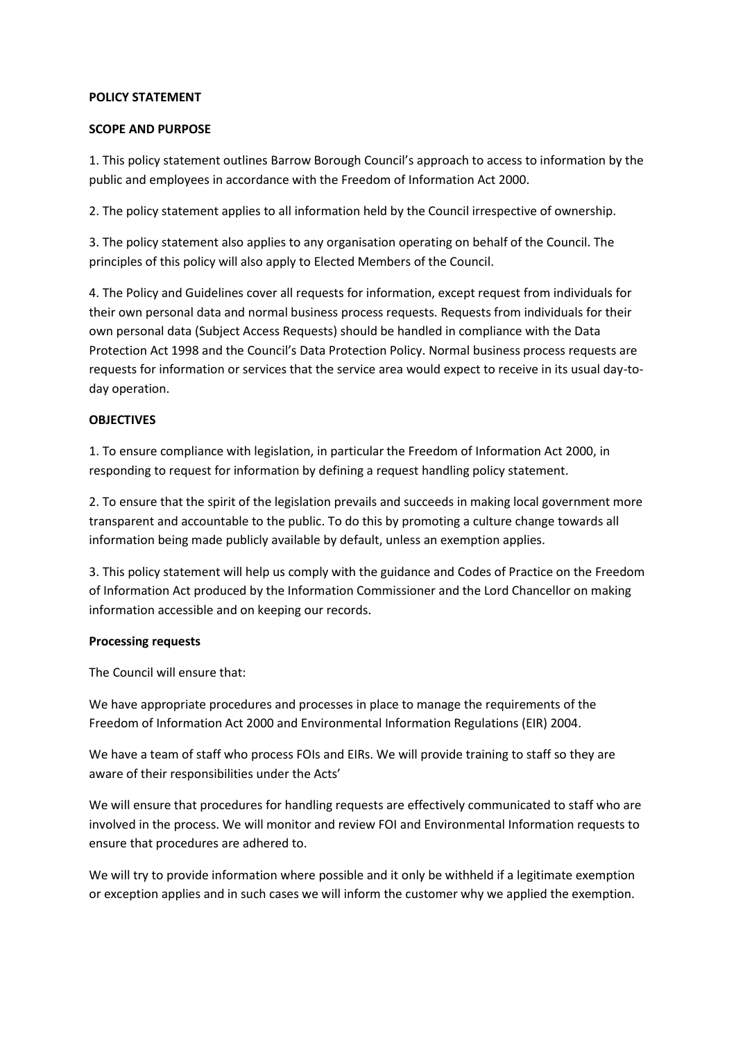**POLICY STATEMENT**

**SCOPE AND PURPOSE**

1. This policy statement outlines Barrow Borough Council's approach to access to information by the public and employees in accordance with the Freedom of Information Act 2000.

2. The policy statement applies to all information held by the Council irrespective of ownership.

3. The policy statement also applies to any organisation operating on behalf of the Council. The principles of this policy will also apply to Elected Members of the Council.

4. The Policy and Guidelines cover all requests for information, except request from individuals for their own personal data and normal business process requests. Requests from individuals for their own personal data (Subject Access Requests) should be handled in compliance with the Data Protection Act 1998 and the Council's Data Protection Policy. Normal business process requests are requests for information or services that the service area would expect to receive in its usual day-to-day operation.

**OBJECTIVES**

1. To ensure compliance with legislation, in particular the Freedom of Information Act 2000, in responding to request for information by defining a request handling policy statement.

2. To ensure that the spirit of the legislation prevails and succeeds in making local government more transparent and accountable to the public. To do this by promoting a culture change towards all information being made publicly available by default, unless an exemption applies.

3. This policy statement will help us comply with the guidance and Codes of Practice on the Freedom of Information Act produced by the Information Commissioner and the Lord Chancellor on making information accessible and on keeping our records.

**Processing requests**

The Council will ensure that:

We have appropriate procedures and processes in place to manage the requirements of the Freedom of Information Act 2000 and Environmental Information Regulations (EIR) 2004.

We have a team of staff who process FOIs and EIRs. We will provide training to staff so they are aware of their responsibilities under the Acts'

We will ensure that procedures for handling requests are effectively communicated to staff who are involved in the process. We will monitor and review FOI and Environmental Information requests to ensure that procedures are adhered to.

We will try to provide information where possible and it only be withheld if a legitimate exemption or exception applies and in such cases we will inform the customer why we applied the exemption.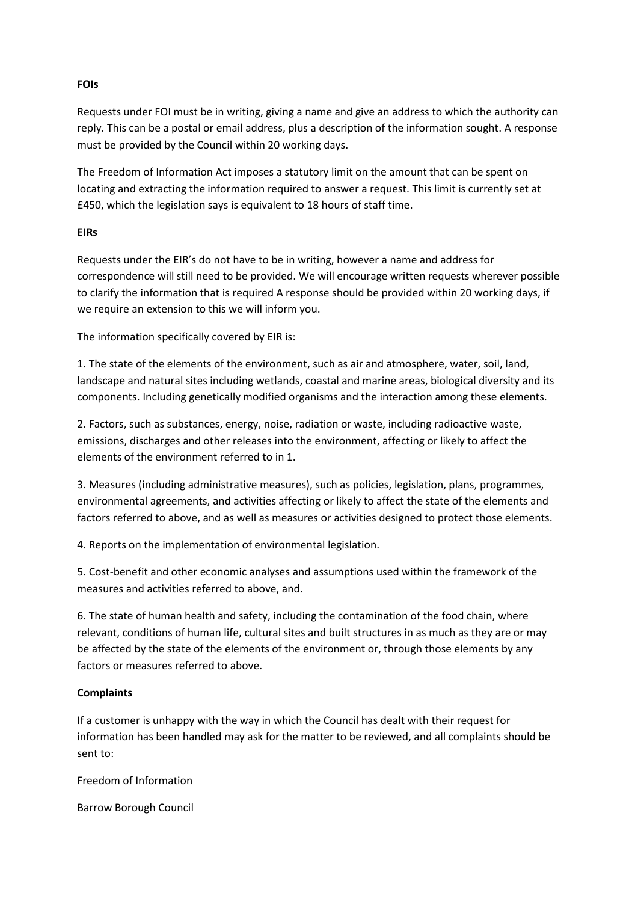**FOIs**

Requests under FOI must be in writing, giving a name and give an address to which the authority can reply. This can be a postal or email address, plus a description of the information sought. A response must be provided by the Council within 20 working days.

The Freedom of Information Act imposes a statutory limit on the amount that can be spent on locating and extracting the information required to answer a request. This limit is currently set at £450, which the legislation says is equivalent to 18 hours of staff time.

**EIRs**

Requests under the EIR's do not have to be in writing, however a name and address for correspondence will still need to be provided. We will encourage written requests wherever possible to clarify the information that is required A response should be provided within 20 working days, if we require an extension to this we will inform you.

The information specifically covered by EIR is:

1. The state of the elements of the environment, such as air and atmosphere, water, soil, land, landscape and natural sites including wetlands, coastal and marine areas, biological diversity and its components. Including genetically modified organisms and the interaction among these elements.

2. Factors, such as substances, energy, noise, radiation or waste, including radioactive waste, emissions, discharges and other releases into the environment, affecting or likely to affect the elements of the environment referred to in 1.

3. Measures (including administrative measures), such as policies, legislation, plans, programmes, environmental agreements, and activities affecting or likely to affect the state of the elements and factors referred to above, and as well as measures or activities designed to protect those elements.

4. Reports on the implementation of environmental legislation.

5. Cost-benefit and other economic analyses and assumptions used within the framework of the measures and activities referred to above, and.

6. The state of human health and safety, including the contamination of the food chain, where relevant, conditions of human life, cultural sites and built structures in as much as they are or may be affected by the state of the elements of the environment or, through those elements by any factors or measures referred to above.

**Complaints**

If a customer is unhappy with the way in which the Council has dealt with their request for information has been handled may ask for the matter to be reviewed, and all complaints should be sent to:

Freedom of Information

Barrow Borough Council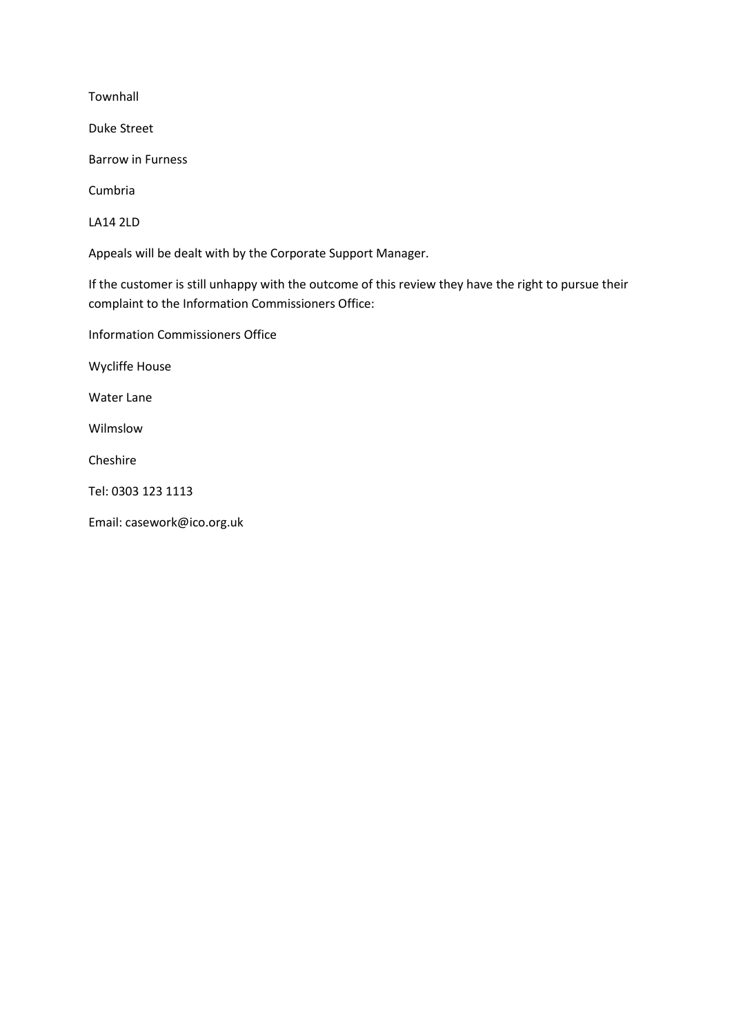Townhall

Duke Street

Barrow in Furness

Cumbria

LA14 2LD

Appeals will be dealt with by the Corporate Support Manager.

If the customer is still unhappy with the outcome of this review they have the right to pursue their complaint to the Information Commissioners Office:

Information Commissioners Office

Wycliffe House

Water Lane

Wilmslow

Cheshire

Tel: 0303 123 1113

Email: casework@ico.org.uk